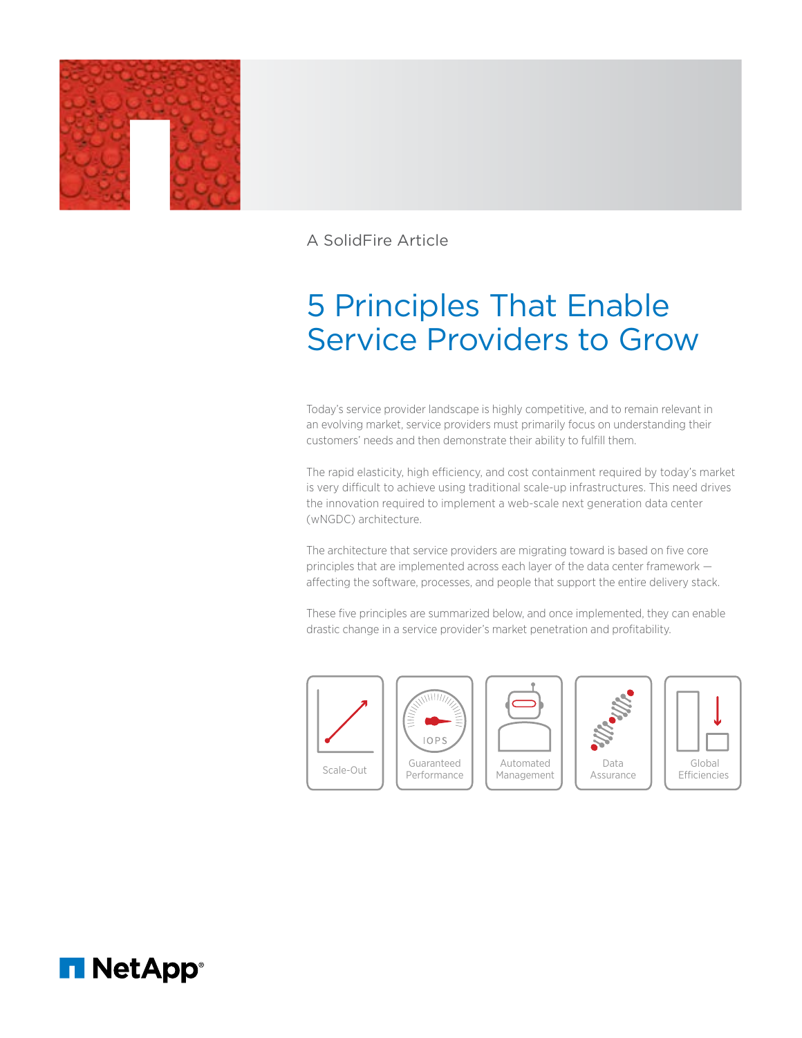A SolidFire Article

# 5 Principles That Enable Service Providers to Grow

Today's service provider landscape is highly competitive, and to remain relevant in an evolving market, service providers must primarily focus on understanding their customers' needs and then demonstrate their ability to fulfill them.

The rapid elasticity, high efficiency, and cost containment required by today's market is very difficult to achieve using traditional scale-up infrastructures. This need drives the innovation required to implement a web-scale next generation data center (wNGDC) architecture.

The architecture that service providers are migrating toward is based on five core principles that are implemented across each layer of the data center framework — affecting the software, processes, and people that support the entire delivery stack.

These five principles are summarized below, and once implemented, they can enable drastic change in a service provider's market penetration and profitability.

Scale-Out

IOPS
Guaranteed Performance

Automated Management

Data Assurance

Global Efficiencies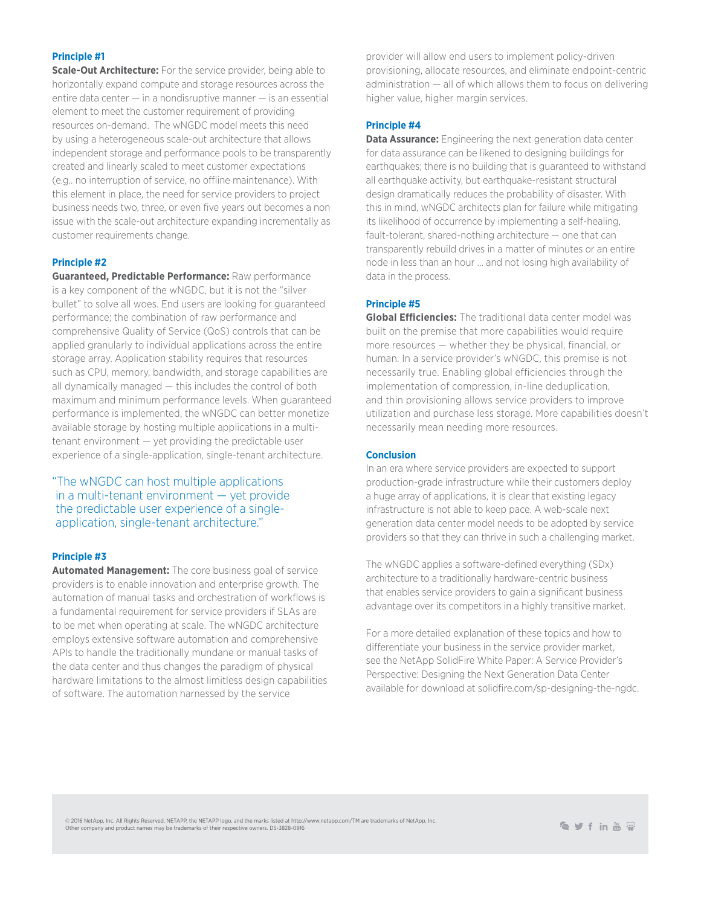### Principle #1

**Scale-Out Architecture:** For the service provider, being able to horizontally expand compute and storage resources across the entire data center — in a nondisruptive manner — is an essential element to meet the customer requirement of providing resources on-demand. The wNGDC model meets this need by using a heterogeneous scale-out architecture that allows independent storage and performance pools to be transparently created and linearly scaled to meet customer expectations (e.g.. no interruption of service, no offline maintenance). With this element in place, the need for service providers to project business needs two, three, or even five years out becomes a non issue with the scale-out architecture expanding incrementally as customer requirements change.

### Principle #2

**Guaranteed, Predictable Performance:** Raw performance is a key component of the wNGDC, but it is not the "silver bullet" to solve all woes. End users are looking for guaranteed performance; the combination of raw performance and comprehensive Quality of Service (QoS) controls that can be applied granularly to individual applications across the entire storage array. Application stability requires that resources such as CPU, memory, bandwidth, and storage capabilities are all dynamically managed — this includes the control of both maximum and minimum performance levels. When guaranteed performance is implemented, the wNGDC can better monetize available storage by hosting multiple applications in a multi-tenant environment — yet providing the predictable user experience of a single-application, single-tenant architecture.

> "The wNGDC can host multiple applications in a multi-tenant environment — yet provide the predictable user experience of a single-application, single-tenant architecture."

### Principle #3

**Automated Management:** The core business goal of service providers is to enable innovation and enterprise growth. The automation of manual tasks and orchestration of workflows is a fundamental requirement for service providers if SLAs are to be met when operating at scale. The wNGDC architecture employs extensive software automation and comprehensive APIs to handle the traditionally mundane or manual tasks of the data center and thus changes the paradigm of physical hardware limitations to the almost limitless design capabilities of software. The automation harnessed by the service provider will allow end users to implement policy-driven provisioning, allocate resources, and eliminate endpoint-centric administration — all of which allows them to focus on delivering higher value, higher margin services.

### Principle #4

**Data Assurance:** Engineering the next generation data center for data assurance can be likened to designing buildings for earthquakes; there is no building that is guaranteed to withstand all earthquake activity, but earthquake-resistant structural design dramatically reduces the probability of disaster. With this in mind, wNGDC architects plan for failure while mitigating its likelihood of occurrence by implementing a self-healing, fault-tolerant, shared-nothing architecture — one that can transparently rebuild drives in a matter of minutes or an entire node in less than an hour … and not losing high availability of data in the process.

### Principle #5

**Global Efficiencies:** The traditional data center model was built on the premise that more capabilities would require more resources — whether they be physical, financial, or human. In a service provider's wNGDC, this premise is not necessarily true. Enabling global efficiencies through the implementation of compression, in-line deduplication, and thin provisioning allows service providers to improve utilization and purchase less storage. More capabilities doesn't necessarily mean needing more resources.

### Conclusion

In an era where service providers are expected to support production-grade infrastructure while their customers deploy a huge array of applications, it is clear that existing legacy infrastructure is not able to keep pace. A web-scale next generation data center model needs to be adopted by service providers so that they can thrive in such a challenging market.

The wNGDC applies a software-defined everything (SDx) architecture to a traditionally hardware-centric business that enables service providers to gain a significant business advantage over its competitors in a highly transitive market.

For a more detailed explanation of these topics and how to differentiate your business in the service provider market, see the NetApp SolidFire White Paper: A Service Provider's Perspective: Designing the Next Generation Data Center available for download at solidfire.com/sp-designing-the-ngdc.

© 2016 NetApp, Inc. All Rights Reserved. NETAPP, the NETAPP logo, and the marks listed at http://www.netapp.com/TM are trademarks of NetApp, Inc. Other company and product names may be trademarks of their respective owners. DS-3828-0916